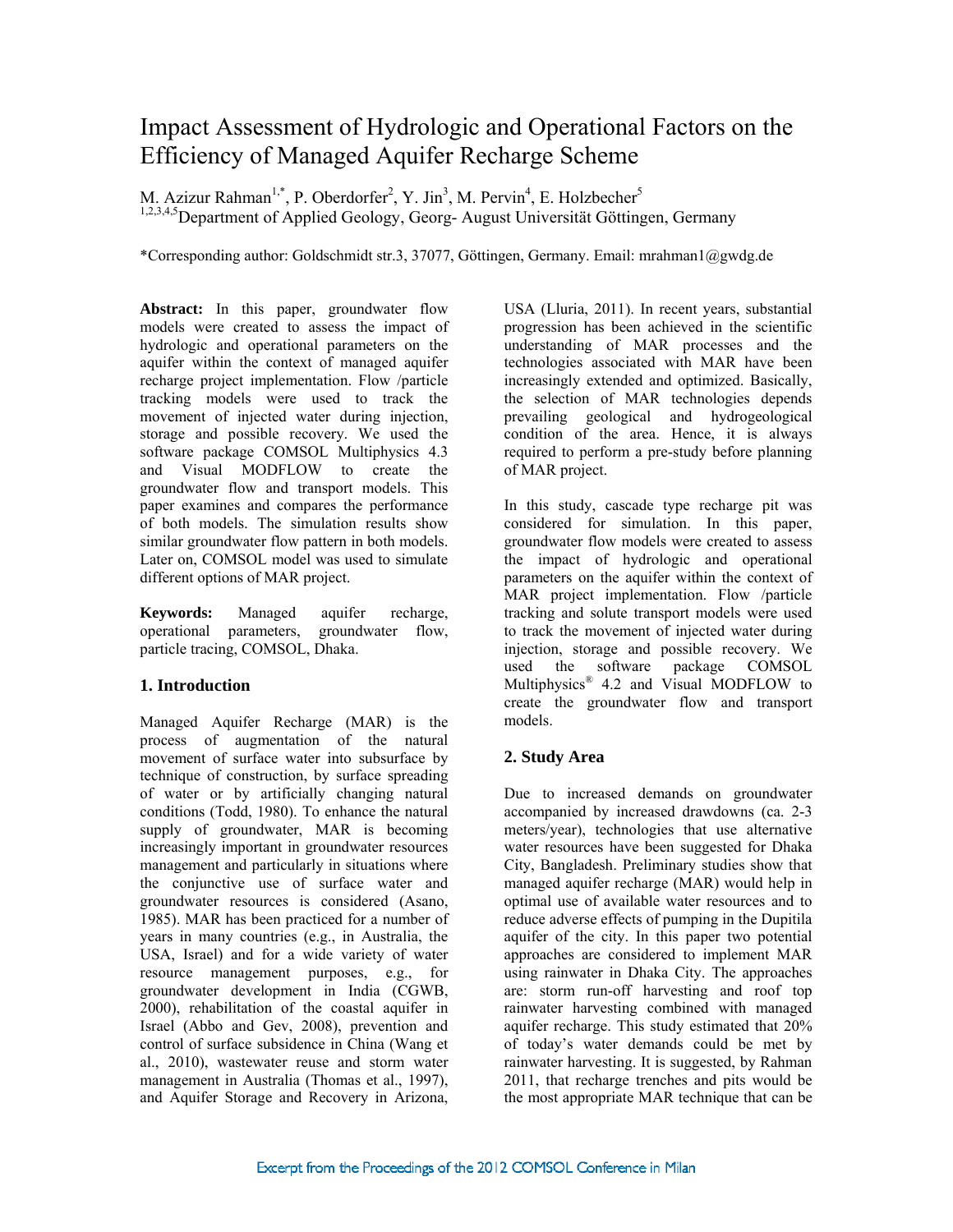# Impact Assessment of Hydrologic and Operational Factors on the Efficiency of Managed Aquifer Recharge Scheme

M. Azizur Rahman[1,*], P. Oberdorfer[2], Y. Jin[3], M. Pervin[4], E. Holzbecher[5]
[1,2,3,4,5]Department of Applied Geology, Georg- August Universität Göttingen, Germany

*Corresponding author: Goldschmidt str.3, 37077, Göttingen, Germany. Email: mrahman1@gwdg.de

**Abstract:** In this paper, groundwater flow models were created to assess the impact of hydrologic and operational parameters on the aquifer within the context of managed aquifer recharge project implementation. Flow /particle tracking models were used to track the movement of injected water during injection, storage and possible recovery. We used the software package COMSOL Multiphysics 4.3 and Visual MODFLOW to create the groundwater flow and transport models. This paper examines and compares the performance of both models. The simulation results show similar groundwater flow pattern in both models. Later on, COMSOL model was used to simulate different options of MAR project.

**Keywords:** Managed aquifer recharge, operational parameters, groundwater flow, particle tracing, COMSOL, Dhaka.

## 1. Introduction

Managed Aquifer Recharge (MAR) is the process of augmentation of the natural movement of surface water into subsurface by technique of construction, by surface spreading of water or by artificially changing natural conditions (Todd, 1980). To enhance the natural supply of groundwater, MAR is becoming increasingly important in groundwater resources management and particularly in situations where the conjunctive use of surface water and groundwater resources is considered (Asano, 1985). MAR has been practiced for a number of years in many countries (e.g., in Australia, the USA, Israel) and for a wide variety of water resource management purposes, e.g., for groundwater development in India (CGWB, 2000), rehabilitation of the coastal aquifer in Israel (Abbo and Gev, 2008), prevention and control of surface subsidence in China (Wang et al., 2010), wastewater reuse and storm water management in Australia (Thomas et al., 1997), and Aquifer Storage and Recovery in Arizona, USA (Lluria, 2011). In recent years, substantial progression has been achieved in the scientific understanding of MAR processes and the technologies associated with MAR have been increasingly extended and optimized. Basically, the selection of MAR technologies depends prevailing geological and hydrogeological condition of the area. Hence, it is always required to perform a pre-study before planning of MAR project.

In this study, cascade type recharge pit was considered for simulation. In this paper, groundwater flow models were created to assess the impact of hydrologic and operational parameters on the aquifer within the context of MAR project implementation. Flow /particle tracking and solute transport models were used to track the movement of injected water during injection, storage and possible recovery. We used the software package COMSOL Multiphysics® 4.2 and Visual MODFLOW to create the groundwater flow and transport models.

## 2. Study Area

Due to increased demands on groundwater accompanied by increased drawdowns (ca. 2-3 meters/year), technologies that use alternative water resources have been suggested for Dhaka City, Bangladesh. Preliminary studies show that managed aquifer recharge (MAR) would help in optimal use of available water resources and to reduce adverse effects of pumping in the Dupitila aquifer of the city. In this paper two potential approaches are considered to implement MAR using rainwater in Dhaka City. The approaches are: storm run-off harvesting and roof top rainwater harvesting combined with managed aquifer recharge. This study estimated that 20% of today's water demands could be met by rainwater harvesting. It is suggested, by Rahman 2011, that recharge trenches and pits would be the most appropriate MAR technique that can be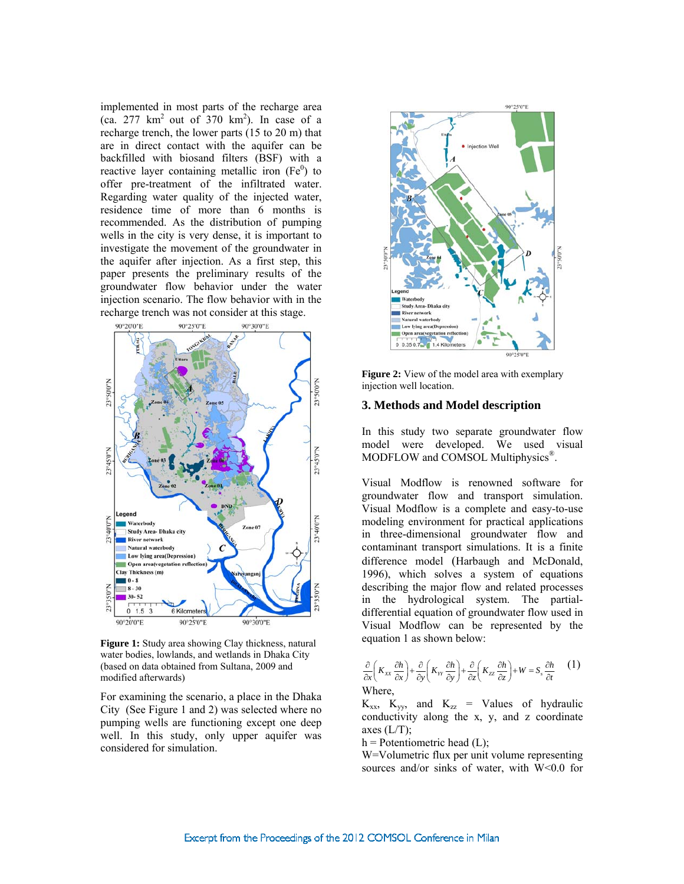implemented in most parts of the recharge area (ca. 277 $km^2$ out of 370 $km^2$). In case of a recharge trench, the lower parts (15 to 20 m) that are in direct contact with the aquifer can be backfilled with biosand filters (BSF) with a reactive layer containing metallic iron ($Fe^0$) to offer pre-treatment of the infiltrated water. Regarding water quality of the injected water, residence time of more than 6 months is recommended. As the distribution of pumping wells in the city is very dense, it is important to investigate the movement of the groundwater in the aquifer after injection. As a first step, this paper presents the preliminary results of the groundwater flow behavior under the water injection scenario. The flow behavior with in the recharge trench was not consider at this stage.

**Figure 1:** Study area showing Clay thickness, natural water bodies, lowlands, and wetlands in Dhaka City (based on data obtained from Sultana, 2009 and modified afterwards)

For examining the scenario, a place in the Dhaka City (See Figure 1 and 2) was selected where no pumping wells are functioning except one deep well. In this study, only upper aquifer was considered for simulation.

**Figure 2:** View of the model area with exemplary injection well location.

## 3. Methods and Model description

In this study two separate groundwater flow model were developed. We used visual MODFLOW and COMSOL Multiphysics®.

Visual Modflow is renowned software for groundwater flow and transport simulation. Visual Modflow is a complete and easy-to-use modeling environment for practical applications in three-dimensional groundwater flow and contaminant transport simulations. It is a finite difference model (Harbaugh and McDonald, 1996), which solves a system of equations describing the major flow and related processes in the hydrological system. The partial-differential equation of groundwater flow used in Visual Modflow can be represented by the equation 1 as shown below:

$$\frac{\partial}{\partial x}\left(K_{XX}\frac{\partial h}{\partial x}\right)+\frac{\partial}{\partial y}\left(K_{YY}\frac{\partial h}{\partial y}\right)+\frac{\partial}{\partial z}\left(K_{ZZ}\frac{\partial h}{\partial z}\right)+W=S_s\frac{\partial h}{\partial t} \quad (1)$$

Where,

$K_{xx}$, $K_{yy}$, and $K_{zz}$ = Values of hydraulic conductivity along the x, y, and z coordinate axes (L/T);

h = Potentiometric head (L);

W=Volumetric flux per unit volume representing sources and/or sinks of water, with W<0.0 for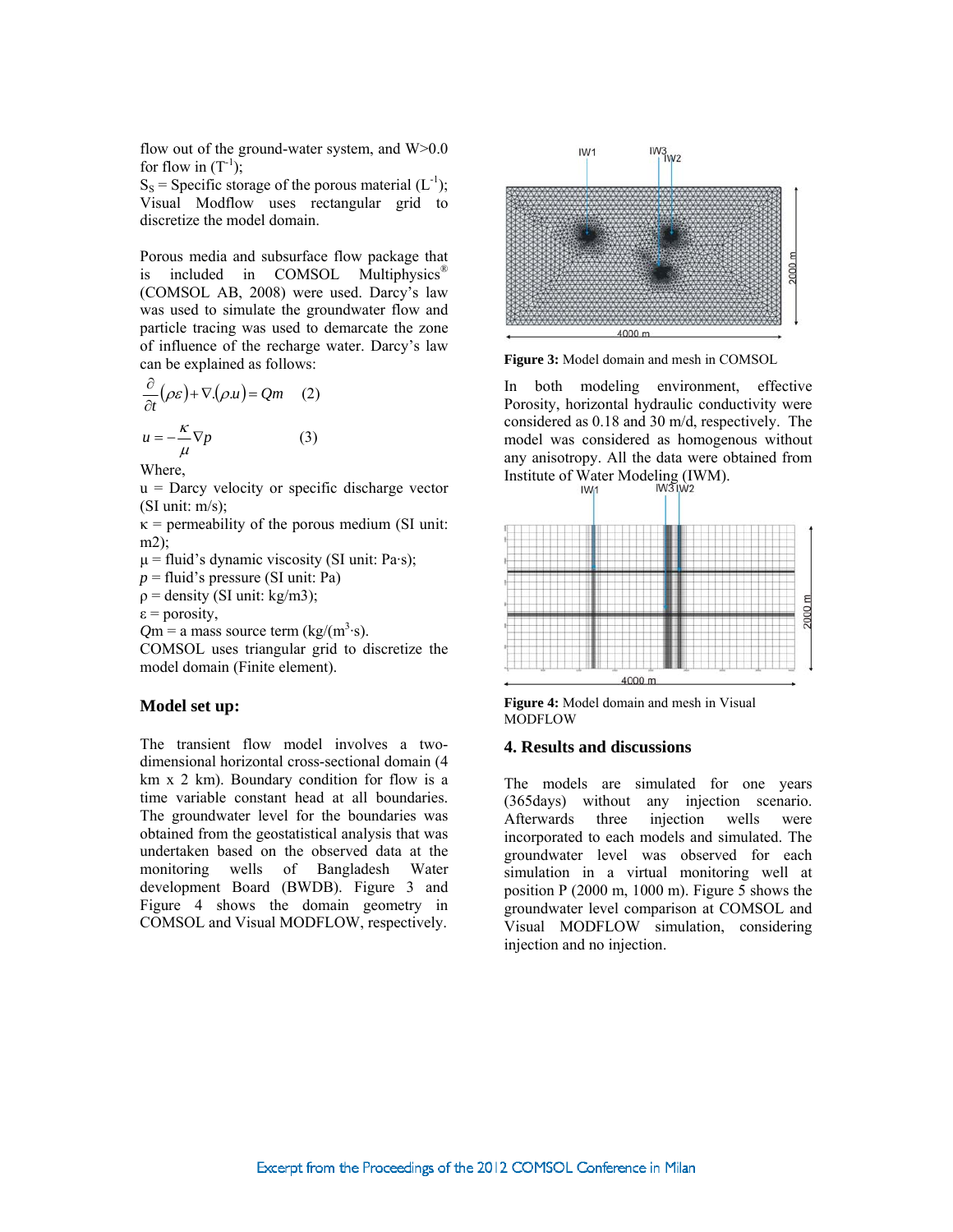flow out of the ground-water system, and W>0.0 for flow in ($T^{-1}$);

$S_S$ = Specific storage of the porous material ($L^{-1}$);

Visual Modflow uses rectangular grid to discretize the model domain.

Porous media and subsurface flow package that is included in COMSOL Multiphysics® (COMSOL AB, 2008) were used. Darcy's law was used to simulate the groundwater flow and particle tracing was used to demarcate the zone of influence of the recharge water. Darcy's law can be explained as follows:

$$\frac{\partial}{\partial t}(\rho \varepsilon) + \nabla.(\rho u) = Qm \quad (2)$$

$$u = -\frac{\kappa}{\mu}\nabla p \quad (3)$$

Where,

u = Darcy velocity or specific discharge vector (SI unit: m/s);

κ = permeability of the porous medium (SI unit: m2);

μ = fluid's dynamic viscosity (SI unit: Pa·s);

$p$ = fluid's pressure (SI unit: Pa)

ρ = density (SI unit: kg/m3);

ε = porosity,

$Qm$ = a mass source term (kg/($m^3$·s).

COMSOL uses triangular grid to discretize the model domain (Finite element).

### Model set up:

The transient flow model involves a two-dimensional horizontal cross-sectional domain (4 km x 2 km). Boundary condition for flow is a time variable constant head at all boundaries. The groundwater level for the boundaries was obtained from the geostatistical analysis that was undertaken based on the observed data at the monitoring wells of Bangladesh Water development Board (BWDB). Figure 3 and Figure 4 shows the domain geometry in COMSOL and Visual MODFLOW, respectively.

**Figure 3:** Model domain and mesh in COMSOL

In both modeling environment, effective Porosity, horizontal hydraulic conductivity were considered as 0.18 and 30 m/d, respectively. The model was considered as homogenous without any anisotropy. All the data were obtained from Institute of Water Modeling (IWM).

**Figure 4:** Model domain and mesh in Visual MODFLOW

## 4. Results and discussions

The models are simulated for one years (365days) without any injection scenario. Afterwards three injection wells were incorporated to each models and simulated. The groundwater level was observed for each simulation in a virtual monitoring well at position P (2000 m, 1000 m). Figure 5 shows the groundwater level comparison at COMSOL and Visual MODFLOW simulation, considering injection and no injection.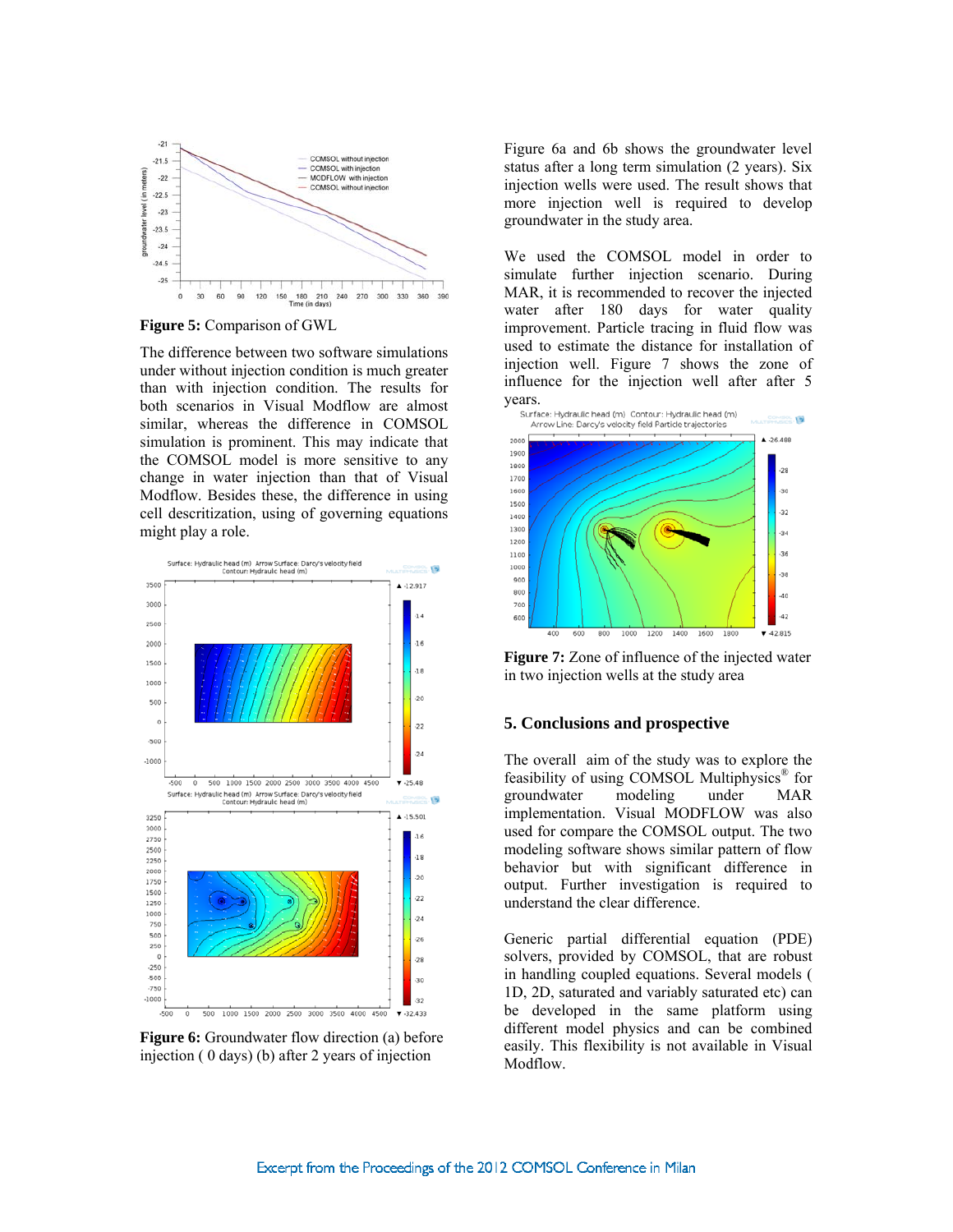**Figure 5:** Comparison of GWL

The difference between two software simulations under without injection condition is much greater than with injection condition. The results for both scenarios in Visual Modflow are almost similar, whereas the difference in COMSOL simulation is prominent. This may indicate that the COMSOL model is more sensitive to any change in water injection than that of Visual Modflow. Besides these, the difference in using cell descritization, using of governing equations might play a role.

**Figure 6:** Groundwater flow direction (a) before injection ( 0 days) (b) after 2 years of injection

Figure 6a and 6b shows the groundwater level status after a long term simulation (2 years). Six injection wells were used. The result shows that more injection well is required to develop groundwater in the study area.

We used the COMSOL model in order to simulate further injection scenario. During MAR, it is recommended to recover the injected water after 180 days for water quality improvement. Particle tracing in fluid flow was used to estimate the distance for installation of injection well. Figure 7 shows the zone of influence for the injection well after after 5 years.

**Figure 7:** Zone of influence of the injected water in two injection wells at the study area

## 5. Conclusions and prospective

The overall aim of the study was to explore the feasibility of using COMSOL Multiphysics® for groundwater modeling under MAR implementation. Visual MODFLOW was also used for compare the COMSOL output. The two modeling software shows similar pattern of flow behavior but with significant difference in output. Further investigation is required to understand the clear difference.

Generic partial differential equation (PDE) solvers, provided by COMSOL, that are robust in handling coupled equations. Several models ( 1D, 2D, saturated and variably saturated etc) can be developed in the same platform using different model physics and can be combined easily. This flexibility is not available in Visual Modflow.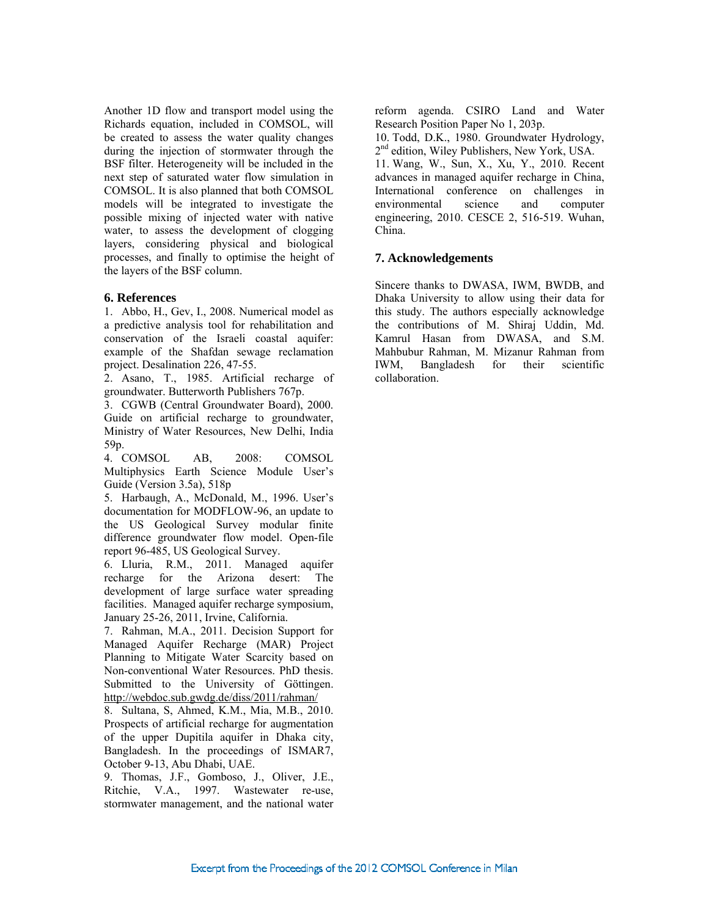Another 1D flow and transport model using the Richards equation, included in COMSOL, will be created to assess the water quality changes during the injection of stormwater through the BSF filter. Heterogeneity will be included in the next step of saturated water flow simulation in COMSOL. It is also planned that both COMSOL models will be integrated to investigate the possible mixing of injected water with native water, to assess the development of clogging layers, considering physical and biological processes, and finally to optimise the height of the layers of the BSF column.

## 6. References

1. Abbo, H., Gev, I., 2008. Numerical model as a predictive analysis tool for rehabilitation and conservation of the Israeli coastal aquifer: example of the Shafdan sewage reclamation project. Desalination 226, 47-55.
2. Asano, T., 1985. Artificial recharge of groundwater. Butterworth Publishers 767p.
3. CGWB (Central Groundwater Board), 2000. Guide on artificial recharge to groundwater, Ministry of Water Resources, New Delhi, India 59p.
4. COMSOL AB, 2008: COMSOL Multiphysics Earth Science Module User's Guide (Version 3.5a), 518p
5. Harbaugh, A., McDonald, M., 1996. User's documentation for MODFLOW-96, an update to the US Geological Survey modular finite difference groundwater flow model. Open-file report 96-485, US Geological Survey.
6. Lluria, R.M., 2011. Managed aquifer recharge for the Arizona desert: The development of large surface water spreading facilities. Managed aquifer recharge symposium, January 25-26, 2011, Irvine, California.
7. Rahman, M.A., 2011. Decision Support for Managed Aquifer Recharge (MAR) Project Planning to Mitigate Water Scarcity based on Non-conventional Water Resources. PhD thesis. Submitted to the University of Göttingen. http://webdoc.sub.gwdg.de/diss/2011/rahman/
8. Sultana, S, Ahmed, K.M., Mia, M.B., 2010. Prospects of artificial recharge for augmentation of the upper Dupitila aquifer in Dhaka city, Bangladesh. In the proceedings of ISMAR7, October 9-13, Abu Dhabi, UAE.
9. Thomas, J.F., Gomboso, J., Oliver, J.E., Ritchie, V.A., 1997. Wastewater re-use, stormwater management, and the national water reform agenda. CSIRO Land and Water Research Position Paper No 1, 203p.
10. Todd, D.K., 1980. Groundwater Hydrology, 2nd edition, Wiley Publishers, New York, USA.
11. Wang, W., Sun, X., Xu, Y., 2010. Recent advances in managed aquifer recharge in China, International conference on challenges in environmental science and computer engineering, 2010. CESCE 2, 516-519. Wuhan, China.

## 7. Acknowledgements

Sincere thanks to DWASA, IWM, BWDB, and Dhaka University to allow using their data for this study. The authors especially acknowledge the contributions of M. Shiraj Uddin, Md. Kamrul Hasan from DWASA, and S.M. Mahbubur Rahman, M. Mizanur Rahman from IWM, Bangladesh for their scientific collaboration.